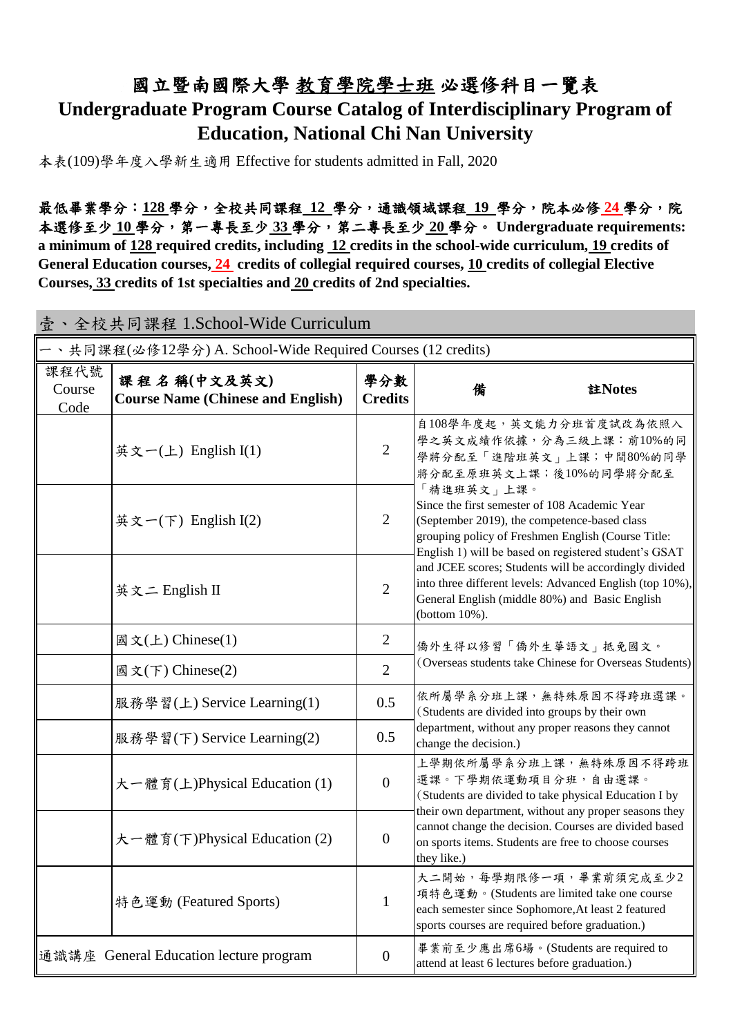# 國立暨南國際大學 教育學院學士班 必選修科目一覽表

# Undergraduate Program Course Catalog of Interdisciplinary Program of Education, National Chi Nan University

本表(109)學年度入學新生適用 Effective for students admitted in Fall, 2020

**最低畢業學分：128 學分，全校共同課程 12 學分，通識領域課程 19 學分，院本必修 24 學分，院本選修至少 10 學分，第一專長至少 33 學分，第二專長至少 20 學分。 Undergraduate requirements: a minimum of 128 required credits, including 12 credits in the school-wide curriculum, 19 credits of General Education courses, 24 credits of collegial required courses, 10 credits of collegial Elective Courses, 33 credits of 1st specialties and 20 credits of 2nd specialties.**

## 壹、全校共同課程 1.School-Wide Curriculum

一、共同課程(必修12學分) A. School-Wide Required Courses (12 credits)

| 課程代號 Course Code | 課 程 名 稱(中文及英文) Course Name (Chinese and English) | 學分數 Credits | 備註Notes |
|---|---|---|---|
| | 英文一(上) English I(1) | 2 | 自108學年度起，英文能力分班首度試改為依照入學之英文成績作依據，分為三級上課：前10%的同學將分配至「進階班英文」上課；中間80%的同學將分配至原班英文上課；後10%的同學將分配至「精進班英文」上課。 Since the first semester of 108 Academic Year (September 2019), the competence-based class grouping policy of Freshmen English (Course Title: English 1) will be based on registered student's GSAT and JCEE scores; Students will be accordingly divided into three different levels: Advanced English (top 10%), General English (middle 80%) and Basic English (bottom 10%). |
| | 英文一(下) English I(2) | 2 | |
| | 英文二 English II | 2 | |
| | 國文(上) Chinese(1) | 2 | 僑外生得以修習「僑外生華語文」抵免國文。(Overseas students take Chinese for Overseas Students) |
| | 國文(下) Chinese(2) | 2 | |
| | 服務學習(上) Service Learning(1) | 0.5 | 依所屬學系分班上課，無特殊原因不得跨班選課。(Students are divided into groups by their own department, without any proper reasons they cannot change the decision.) |
| | 服務學習(下) Service Learning(2) | 0.5 | |
| | 大一體育(上)Physical Education (1) | 0 | 上學期依所屬學系分班上課，無特殊原因不得跨班選課。下學期依運動項目分班，自由選課。(Students are divided to take physical Education I by their own department, without any proper seasons they cannot change the decision. Courses are divided based on sports items. Students are free to choose courses they like.) |
| | 大一體育(下)Physical Education (2) | 0 | |
| | 特色運動 (Featured Sports) | 1 | 大二開始，每學期限修一項，畢業前須完成至少2項特色運動。(Students are limited take one course each semester since Sophomore,At least 2 featured sports courses are required before graduation.) |
| 通識講座 General Education lecture program | | 0 | 畢業前至少應出席6場。(Students are required to attend at least 6 lectures before graduation.) |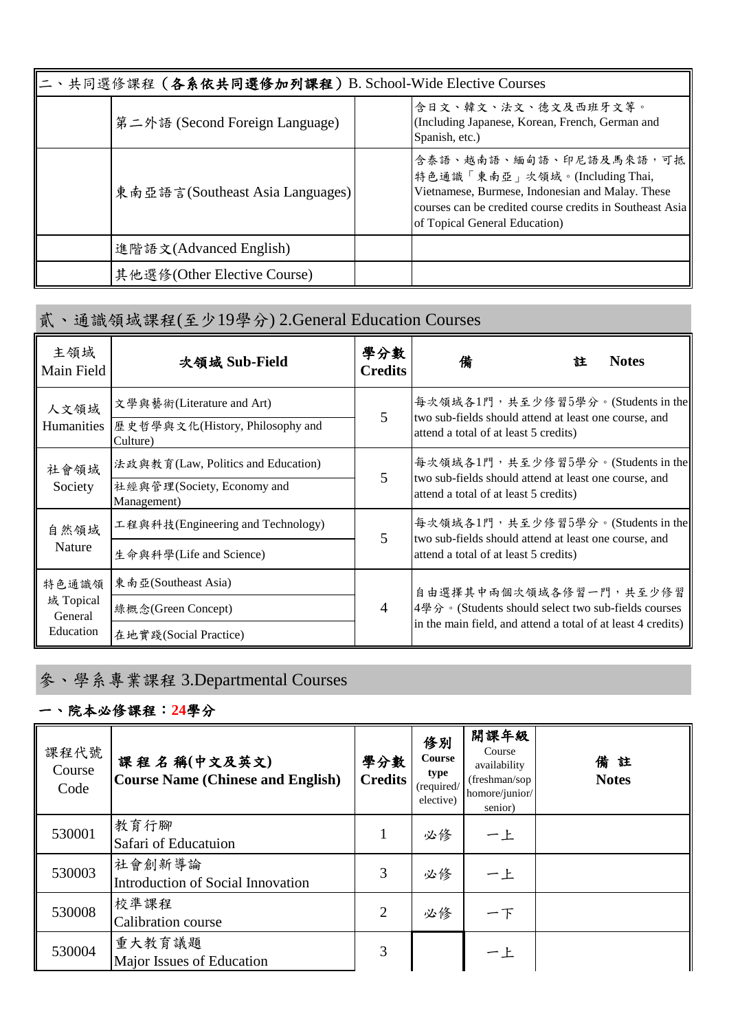| 二、共同選修課程（**各系依共同選修加列課程**）B. School-Wide Elective Courses | | | |
|---|---|---|---|
| | 第二外語 (Second Foreign Language) | | 含日文、韓文、法文、德文及西班牙文等。(Including Japanese, Korean, French, German and Spanish, etc.) |
| | 東南亞語言(Southeast Asia Languages) | | 含泰語、越南語、緬甸語、印尼語及馬來語，可抵特色通識「東南亞」次領域。(Including Thai, Vietnamese, Burmese, Indonesian and Malay. These courses can be credited course credits in Southeast Asia of Topical General Education) |
| | 進階語文(Advanced English) | | |
| | 其他選修(Other Elective Course) | | |

## 貳、通識領域課程(至少19學分) 2.General Education Courses

| 主領域 Main Field | **次領域 Sub-Field** | **學分數 Credits** | **備　　註 Notes** |
|---|---|---|---|
| 人文領域 Humanities | 文學與藝術(Literature and Art) | 5 | 每次領域各1門，共至少修習5學分。(Students in the two sub-fields should attend at least one course, and attend a total of at least 5 credits) |
| | 歷史哲學與文化(History, Philosophy and Culture) | | |
| 社會領域 Society | 法政與教育(Law, Politics and Education) | 5 | 每次領域各1門，共至少修習5學分。(Students in the two sub-fields should attend at least one course, and attend a total of at least 5 credits) |
| | 社經與管理(Society, Economy and Management) | | |
| 自然領域 Nature | 工程與科技(Engineering and Technology) | 5 | 每次領域各1門，共至少修習5學分。(Students in the two sub-fields should attend at least one course, and attend a total of at least 5 credits) |
| | 生命與科學(Life and Science) | | |
| 特色通識領域 Topical General Education | 東南亞(Southeast Asia) | 4 | 自由選擇其中兩個次領域各修習一門，共至少修習4學分。(Students should select two sub-fields courses in the main field, and attend a total of at least 4 credits) |
| | 綠概念(Green Concept) | | |
| | 在地實踐(Social Practice) | | |

## 參、學系專業課程 3.Departmental Courses

### 一、院本必修課程：24學分

| 課程代號 Course Code | **課程名稱(中文及英文) Course Name (Chinese and English)** | **學分數 Credits** | **修別 Course type** (required/ elective) | **開課年級** Course availability (freshman/sophomore/junior/ senior) | **備註 Notes** |
|---|---|---|---|---|---|
| 530001 | 教育行腳<br>Safari of Educatuion | 1 | 必修 | 一上 | |
| 530003 | 社會創新導論<br>Introduction of Social Innovation | 3 | 必修 | 一上 | |
| 530008 | 校準課程<br>Calibration course | 2 | 必修 | 一下 | |
| 530004 | 重大教育議題<br>Major Issues of Education | 3 | | 一上 | |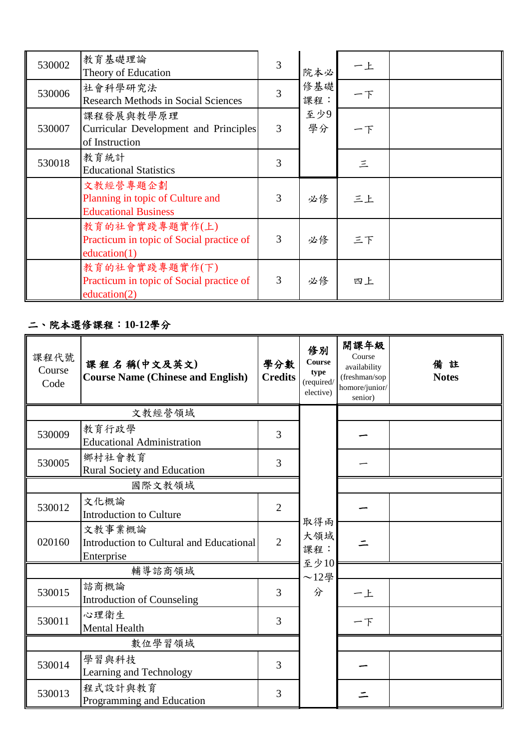| | | | | | |
|---|---|---|---|---|---|
| 530002 | 教育基礎理論<br>Theory of Education | 3 | 院本必修基礎課程：至少9學分 | 一上 | |
| 530006 | 社會科學研究法<br>Research Methods in Social Sciences | 3 | | 一下 | |
| 530007 | 課程發展與教學原理<br>Curricular Development and Principles of Instruction | 3 | | 一下 | |
| 530018 | 教育統計<br>Educational Statistics | 3 | | 三 | |
| | 文教經營專題企劃<br>Planning in topic of Culture and Educational Business | 3 | 必修 | 三上 | |
| | 教育的社會實踐專題實作(上)<br>Practicum in topic of Social practice of education(1) | 3 | 必修 | 三下 | |
| | 教育的社會實踐專題實作(下)<br>Practicum in topic of Social practice of education(2) | 3 | 必修 | 四上 | |

## 二、院本選修課程：10-12學分

| 課程代號 Course Code | 課程名稱(中文及英文) Course Name (Chinese and English) | 學分數 Credits | 修別 Course type (required/elective) | 開課年級 Course availability (freshman/sophomore/junior/senior) | 備註 Notes |
|---|---|---|---|---|---|
| 文教經營領域 | | | 取得兩大領域課程：至少10～12學分 | | |
| 530009 | 教育行政學<br>Educational Administration | 3 | | 一 | |
| 530005 | 鄉村社會教育<br>Rural Society and Education | 3 | | 一 | |
| 國際文教領域 | | | | | |
| 530012 | 文化概論<br>Introduction to Culture | 2 | | 一 | |
| 020160 | 文教事業概論<br>Introduction to Cultural and Educational Enterprise | 2 | | 二 | |
| 輔導諮商領域 | | | | | |
| 530015 | 諮商概論<br>Introduction of Counseling | 3 | | 一上 | |
| 530011 | 心理衛生<br>Mental Health | 3 | | 一下 | |
| 數位學習領域 | | | | | |
| 530014 | 學習與科技<br>Learning and Technology | 3 | | 一 | |
| 530013 | 程式設計與教育<br>Programming and Education | 3 | | 二 | |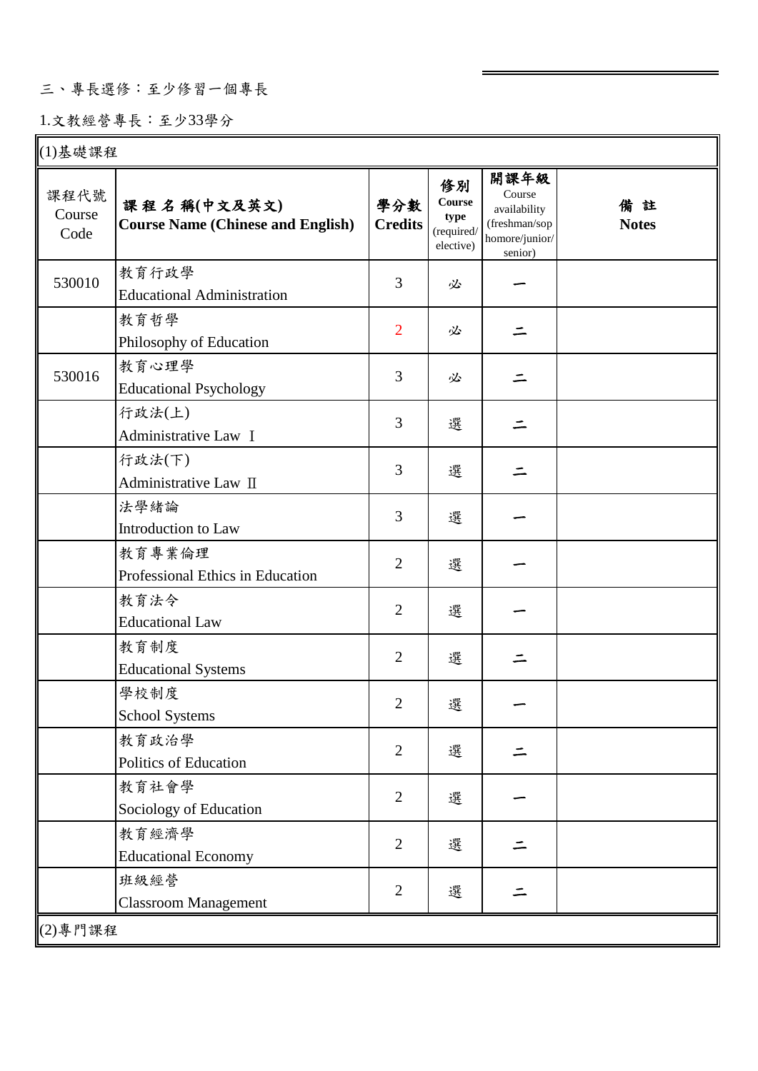三、專長選修：至少修習一個專長

1.文教經營專長：至少33學分

(1)基礎課程

| 課程代號 Course Code | 課 程 名 稱(中文及英文) Course Name (Chinese and English) | 學分數 Credits | 修別 Course type (required/ elective) | 開課年級 Course availability (freshman/sophomore/junior/ senior) | 備 註 Notes |
|---|---|---|---|---|---|
| 530010 | 教育行政學 Educational Administration | 3 | 必 | 一 | |
| | 教育哲學 Philosophy of Education | 2 | 必 | 二 | |
| 530016 | 教育心理學 Educational Psychology | 3 | 必 | 二 | |
| | 行政法(上) Administrative Law Ⅰ | 3 | 選 | 二 | |
| | 行政法(下) Administrative Law Ⅱ | 3 | 選 | 二 | |
| | 法學緒論 Introduction to Law | 3 | 選 | 一 | |
| | 教育專業倫理 Professional Ethics in Education | 2 | 選 | 一 | |
| | 教育法令 Educational Law | 2 | 選 | 一 | |
| | 教育制度 Educational Systems | 2 | 選 | 二 | |
| | 學校制度 School Systems | 2 | 選 | 一 | |
| | 教育政治學 Politics of Education | 2 | 選 | 二 | |
| | 教育社會學 Sociology of Education | 2 | 選 | 一 | |
| | 教育經濟學 Educational Economy | 2 | 選 | 二 | |
| | 班級經營 Classroom Management | 2 | 選 | 二 | |

(2)專門課程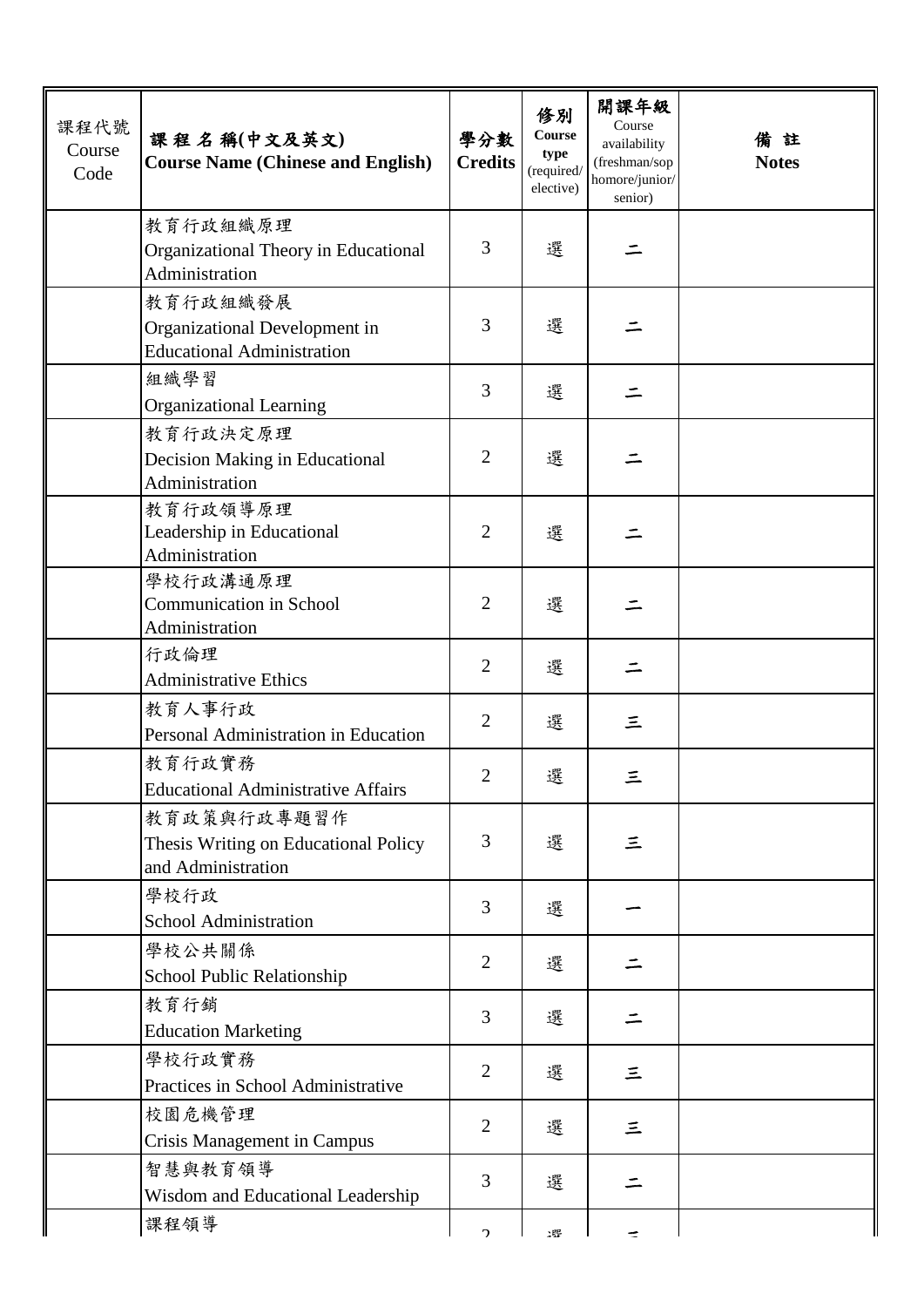| 課程代號 Course Code | 課 程 名 稱(中文及英文) Course Name (Chinese and English) | 學分數 Credits | 修別 Course type (required/ elective) | 開課年級 Course availability (freshman/sophomore/junior/ senior) | 備 註 Notes |
|---|---|---|---|---|---|
| | 教育行政組織原理 Organizational Theory in Educational Administration | 3 | 選 | 二 | |
| | 教育行政組織發展 Organizational Development in Educational Administration | 3 | 選 | 二 | |
| | 組織學習 Organizational Learning | 3 | 選 | 二 | |
| | 教育行政決定原理 Decision Making in Educational Administration | 2 | 選 | 二 | |
| | 教育行政領導原理 Leadership in Educational Administration | 2 | 選 | 二 | |
| | 學校行政溝通原理 Communication in School Administration | 2 | 選 | 二 | |
| | 行政倫理 Administrative Ethics | 2 | 選 | 二 | |
| | 教育人事行政 Personal Administration in Education | 2 | 選 | 三 | |
| | 教育行政實務 Educational Administrative Affairs | 2 | 選 | 三 | |
| | 教育政策與行政專題習作 Thesis Writing on Educational Policy and Administration | 3 | 選 | 三 | |
| | 學校行政 School Administration | 3 | 選 | 一 | |
| | 學校公共關係 School Public Relationship | 2 | 選 | 二 | |
| | 教育行銷 Education Marketing | 3 | 選 | 二 | |
| | 學校行政實務 Practices in School Administrative | 2 | 選 | 三 | |
| | 校園危機管理 Crisis Management in Campus | 2 | 選 | 三 | |
| | 智慧與教育領導 Wisdom and Educational Leadership | 3 | 選 | 二 | |
| | 課程領導 | 2 | 選 | 三 | |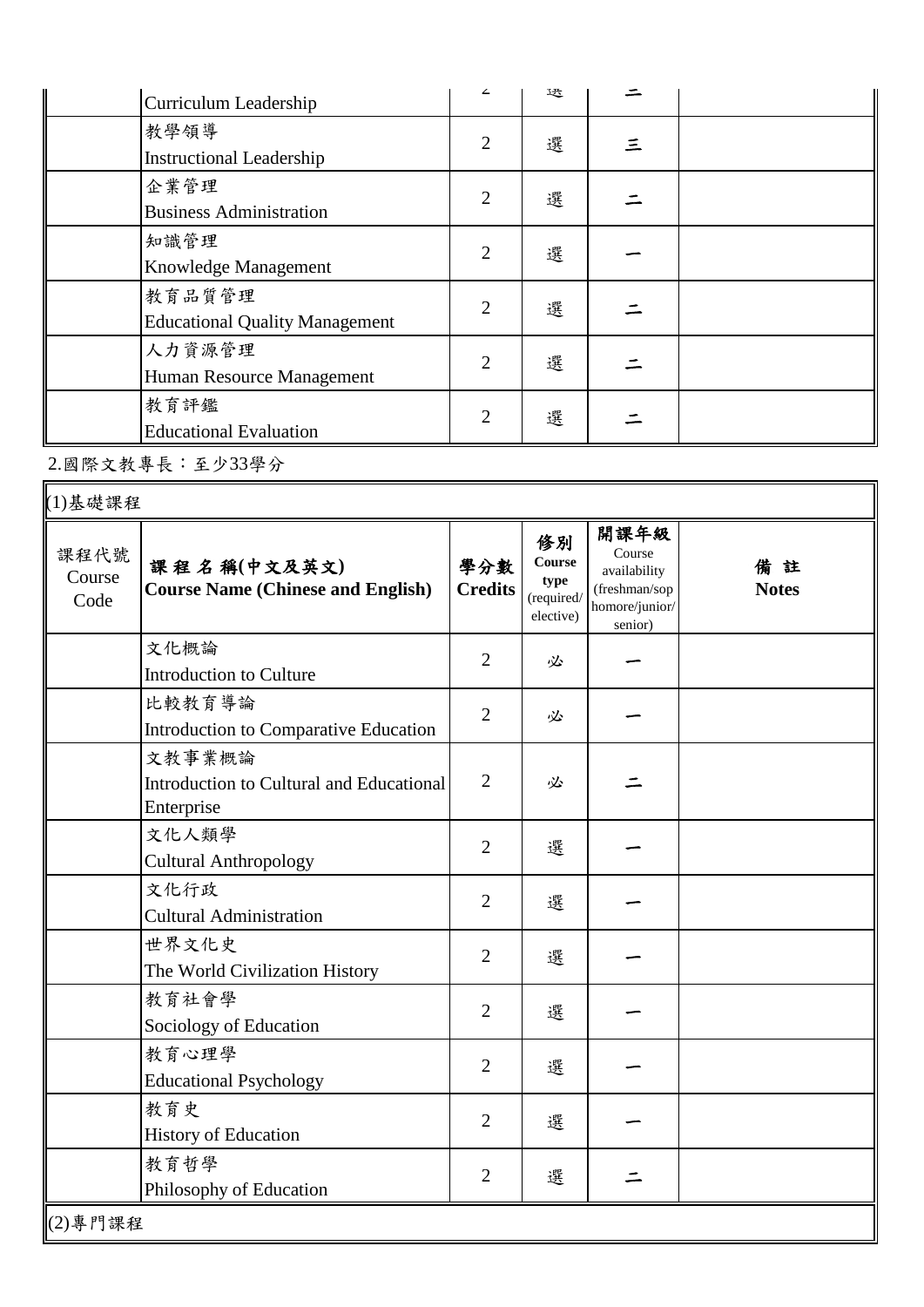| | | | | | |
|---|---|---|---|---|---|
| | Curriculum Leadership | 2 | 選 | 二 | |
| | 教學領導<br>Instructional Leadership | 2 | 選 | 三 | |
| | 企業管理<br>Business Administration | 2 | 選 | 二 | |
| | 知識管理<br>Knowledge Management | 2 | 選 | 一 | |
| | 教育品質管理<br>Educational Quality Management | 2 | 選 | 二 | |
| | 人力資源管理<br>Human Resource Management | 2 | 選 | 二 | |
| | 教育評鑑<br>Educational Evaluation | 2 | 選 | 二 | |

2.國際文教專長：至少33學分

(1)基礎課程

| 課程代號<br>Course Code | **課 程 名 稱(中文及英文)<br>Course Name (Chinese and English)** | **學分數<br>Credits** | **修別<br>Course type**<br>(required/ elective) | **開課年級**<br>Course availability (freshman/sophomore/junior/ senior) | **備 註<br>Notes** |
|---|---|---|---|---|---|
| | 文化概論<br>Introduction to Culture | 2 | 必 | 一 | |
| | 比較教育導論<br>Introduction to Comparative Education | 2 | 必 | 一 | |
| | 文教事業概論<br>Introduction to Cultural and Educational Enterprise | 2 | 必 | 二 | |
| | 文化人類學<br>Cultural Anthropology | 2 | 選 | 一 | |
| | 文化行政<br>Cultural Administration | 2 | 選 | 一 | |
| | 世界文化史<br>The World Civilization History | 2 | 選 | 一 | |
| | 教育社會學<br>Sociology of Education | 2 | 選 | 一 | |
| | 教育心理學<br>Educational Psychology | 2 | 選 | 一 | |
| | 教育史<br>History of Education | 2 | 選 | 一 | |
| | 教育哲學<br>Philosophy of Education | 2 | 選 | 二 | |

(2)專門課程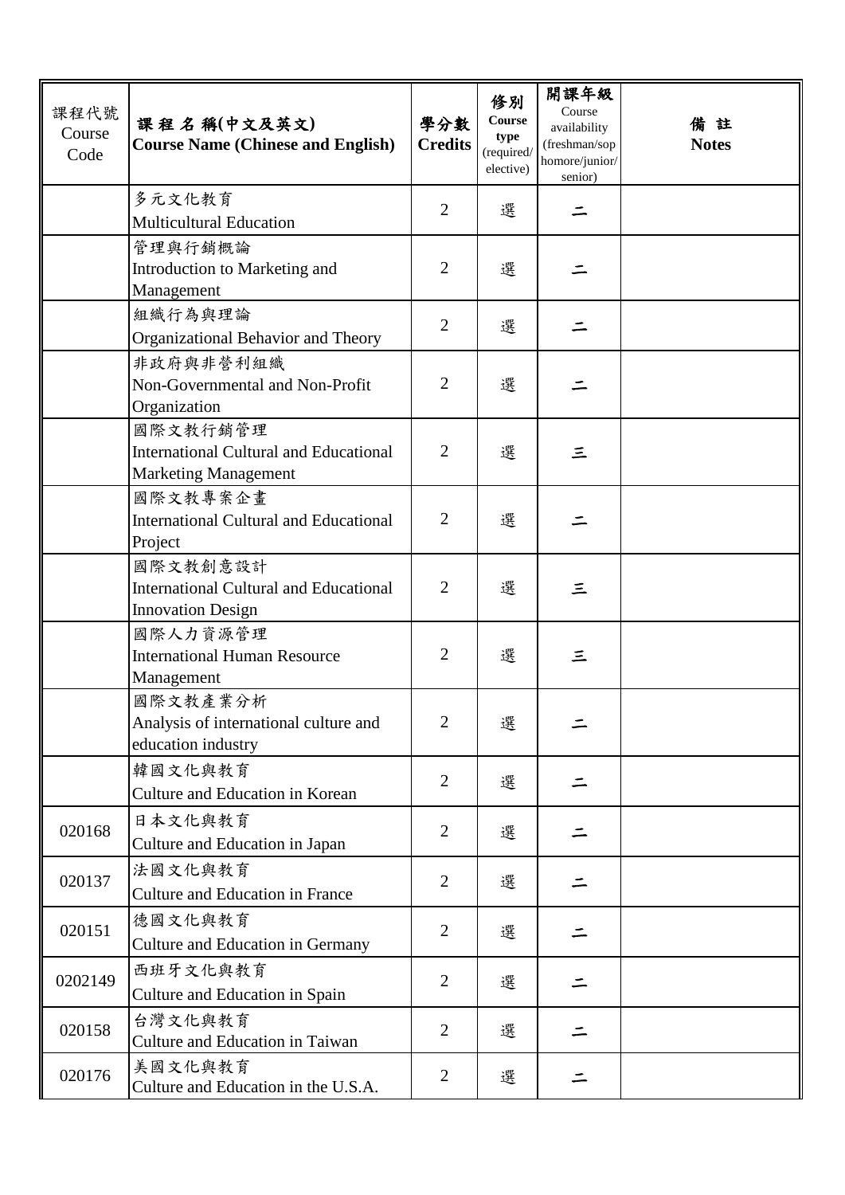| 課程代號 Course Code | 課 程 名 稱(中文及英文) Course Name (Chinese and English) | 學分數 Credits | 修別 Course type (required/ elective) | 開課年級 Course availability (freshman/sophomore/junior/ senior) | 備 註 Notes |
|---|---|---|---|---|---|
| | 多元文化教育 Multicultural Education | 2 | 選 | 二 | |
| | 管理與行銷概論 Introduction to Marketing and Management | 2 | 選 | 二 | |
| | 組織行為與理論 Organizational Behavior and Theory | 2 | 選 | 二 | |
| | 非政府與非營利組織 Non-Governmental and Non-Profit Organization | 2 | 選 | 二 | |
| | 國際文教行銷管理 International Cultural and Educational Marketing Management | 2 | 選 | 三 | |
| | 國際文教專案企畫 International Cultural and Educational Project | 2 | 選 | 二 | |
| | 國際文教創意設計 International Cultural and Educational Innovation Design | 2 | 選 | 三 | |
| | 國際人力資源管理 International Human Resource Management | 2 | 選 | 三 | |
| | 國際文教產業分析 Analysis of international culture and education industry | 2 | 選 | 二 | |
| | 韓國文化與教育 Culture and Education in Korean | 2 | 選 | 二 | |
| 020168 | 日本文化與教育 Culture and Education in Japan | 2 | 選 | 二 | |
| 020137 | 法國文化與教育 Culture and Education in France | 2 | 選 | 二 | |
| 020151 | 德國文化與教育 Culture and Education in Germany | 2 | 選 | 二 | |
| 0202149 | 西班牙文化與教育 Culture and Education in Spain | 2 | 選 | 二 | |
| 020158 | 台灣文化與教育 Culture and Education in Taiwan | 2 | 選 | 二 | |
| 020176 | 美國文化與教育 Culture and Education in the U.S.A. | 2 | 選 | 二 | |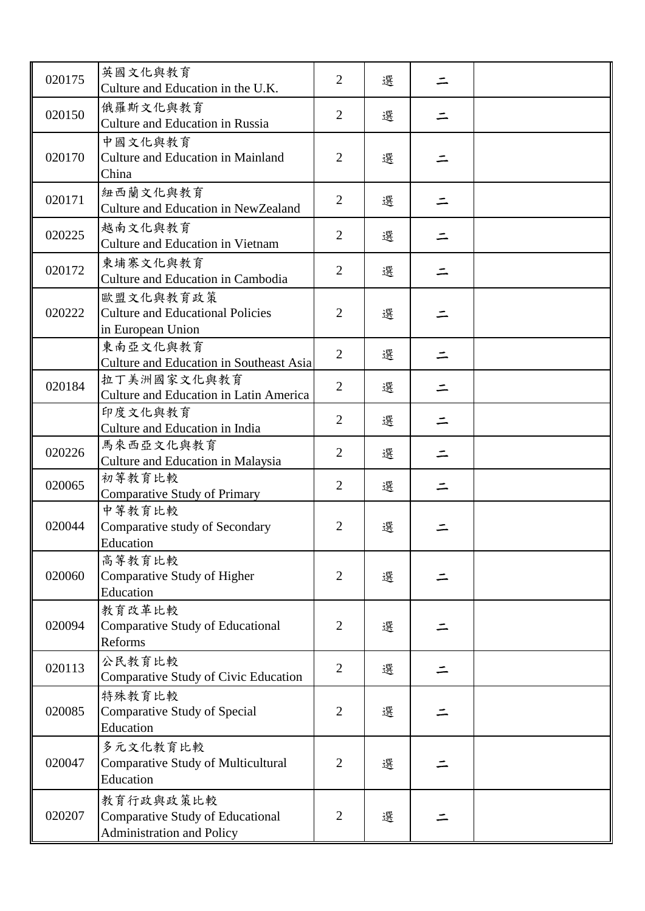| | | | | | |
|---|---|---|---|---|---|
| 020175 | 英國文化與教育<br>Culture and Education in the U.K. | 2 | 選 | 二 | |
| 020150 | 俄羅斯文化與教育<br>Culture and Education in Russia | 2 | 選 | 二 | |
| 020170 | 中國文化與教育<br>Culture and Education in Mainland China | 2 | 選 | 二 | |
| 020171 | 紐西蘭文化與教育<br>Culture and Education in NewZealand | 2 | 選 | 二 | |
| 020225 | 越南文化與教育<br>Culture and Education in Vietnam | 2 | 選 | 二 | |
| 020172 | 柬埔寨文化與教育<br>Culture and Education in Cambodia | 2 | 選 | 二 | |
| 020222 | 歐盟文化與教育政策<br>Culture and Educational Policies in European Union | 2 | 選 | 二 | |
| | 東南亞文化與教育<br>Culture and Education in Southeast Asia | 2 | 選 | 二 | |
| 020184 | 拉丁美洲國家文化與教育<br>Culture and Education in Latin America | 2 | 選 | 二 | |
| | 印度文化與教育<br>Culture and Education in India | 2 | 選 | 二 | |
| 020226 | 馬來西亞文化與教育<br>Culture and Education in Malaysia | 2 | 選 | 二 | |
| 020065 | 初等教育比較<br>Comparative Study of Primary | 2 | 選 | 二 | |
| 020044 | 中等教育比較<br>Comparative study of Secondary Education | 2 | 選 | 二 | |
| 020060 | 高等教育比較<br>Comparative Study of Higher Education | 2 | 選 | 二 | |
| 020094 | 教育改革比較<br>Comparative Study of Educational Reforms | 2 | 選 | 二 | |
| 020113 | 公民教育比較<br>Comparative Study of Civic Education | 2 | 選 | 二 | |
| 020085 | 特殊教育比較<br>Comparative Study of Special Education | 2 | 選 | 二 | |
| 020047 | 多元文化教育比較<br>Comparative Study of Multicultural Education | 2 | 選 | 二 | |
| 020207 | 教育行政與政策比較<br>Comparative Study of Educational Administration and Policy | 2 | 選 | 二 | |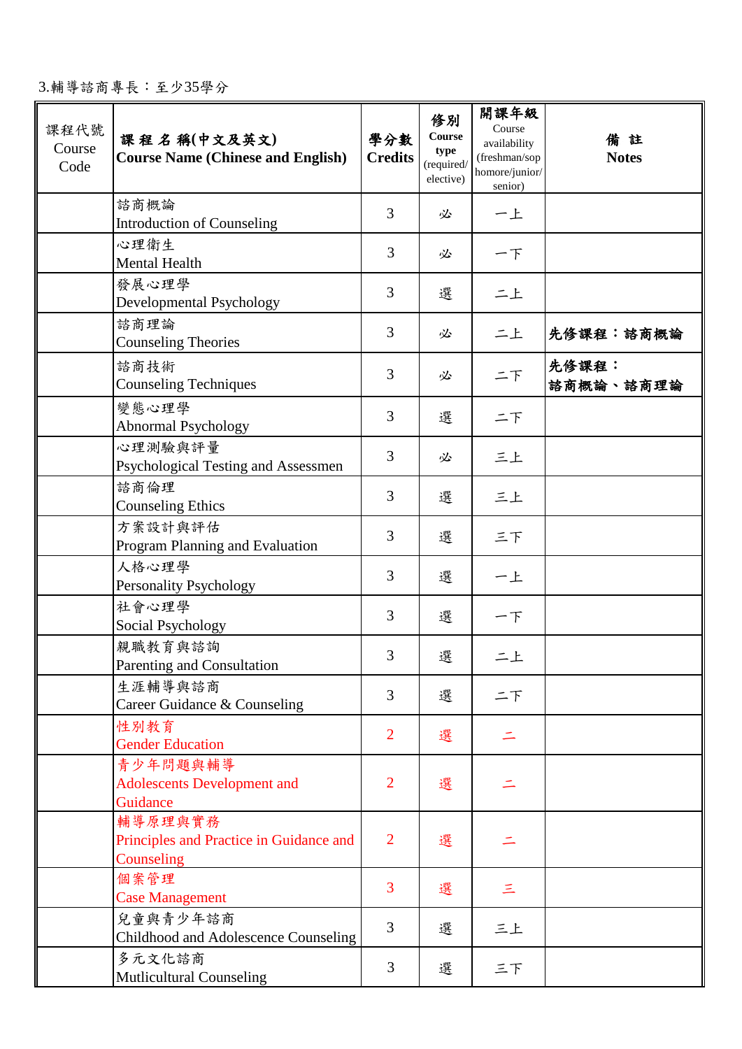3.輔導諮商專長：至少35學分

| 課程代號 Course Code | 課 程 名 稱(中文及英文) Course Name (Chinese and English) | 學分數 Credits | 修別 Course type (required/ elective) | 開課年級 Course availability (freshman/sop homore/junior/ senior) | 備 註 Notes |
|---|---|---|---|---|---|
| | 諮商概論<br>Introduction of Counseling | 3 | 必 | 一上 | |
| | 心理衛生<br>Mental Health | 3 | 必 | 一下 | |
| | 發展心理學<br>Developmental Psychology | 3 | 選 | 二上 | |
| | 諮商理論<br>Counseling Theories | 3 | 必 | 二上 | **先修課程：諮商概論** |
| | 諮商技術<br>Counseling Techniques | 3 | 必 | 二下 | **先修課程：<br>諮商概論、諮商理論** |
| | 變態心理學<br>Abnormal Psychology | 3 | 選 | 二下 | |
| | 心理測驗與評量<br>Psychological Testing and Assessmen | 3 | 必 | 三上 | |
| | 諮商倫理<br>Counseling Ethics | 3 | 選 | 三上 | |
| | 方案設計與評估<br>Program Planning and Evaluation | 3 | 選 | 三下 | |
| | 人格心理學<br>Personality Psychology | 3 | 選 | 一上 | |
| | 社會心理學<br>Social Psychology | 3 | 選 | 一下 | |
| | 親職教育與諮詢<br>Parenting and Consultation | 3 | 選 | 二上 | |
| | 生涯輔導與諮商<br>Career Guidance & Counseling | 3 | 選 | 二下 | |
| | 性別教育<br>Gender Education | 2 | 選 | 二 | |
| | 青少年問題與輔導<br>Adolescents Development and Guidance | 2 | 選 | 二 | |
| | 輔導原理與實務<br>Principles and Practice in Guidance and Counseling | 2 | 選 | 二 | |
| | 個案管理<br>Case Management | 3 | 選 | 三 | |
| | 兒童與青少年諮商<br>Childhood and Adolescence Counseling | 3 | 選 | 三上 | |
| | 多元文化諮商<br>Mutlicultural Counseling | 3 | 選 | 三下 | |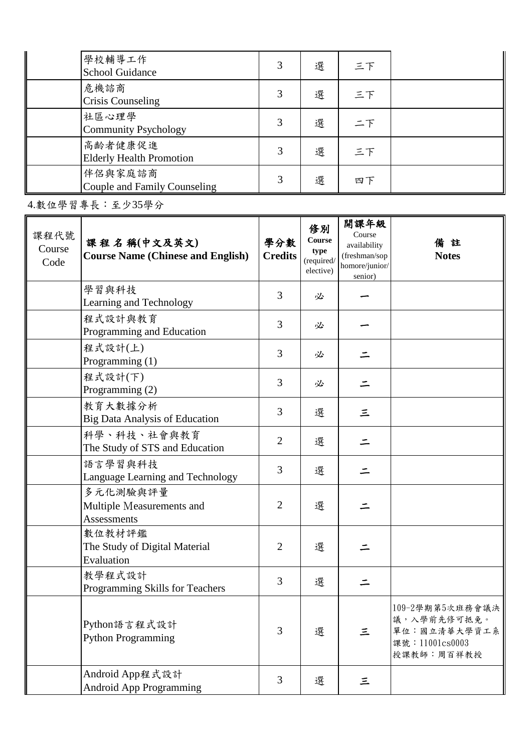| | | | | | |
|---|---|---|---|---|---|
| | 學校輔導工作<br>School Guidance | 3 | 選 | 三下 | |
| | 危機諮商<br>Crisis Counseling | 3 | 選 | 三下 | |
| | 社區心理學<br>Community Psychology | 3 | 選 | 二下 | |
| | 高齡者健康促進<br>Elderly Health Promotion | 3 | 選 | 三下 | |
| | 伴侶與家庭諮商<br>Couple and Family Counseling | 3 | 選 | 四下 | |

4.數位學習專長：至少35學分

| 課程代號<br>Course Code | **課 程 名 稱(中文及英文)<br>Course Name (Chinese and English)** | **學分數<br>Credits** | **修別<br>Course type**<br>(required/elective) | **開課年級**<br>Course availability<br>(freshman/sophomore/junior/senior) | **備 註<br>Notes** |
|---|---|---|---|---|---|
| | 學習與科技<br>Learning and Technology | 3 | 必 | 一 | |
| | 程式設計與教育<br>Programming and Education | 3 | 必 | 一 | |
| | 程式設計(上)<br>Programming (1) | 3 | 必 | 二 | |
| | 程式設計(下)<br>Programming (2) | 3 | 必 | 二 | |
| | 教育大數據分析<br>Big Data Analysis of Education | 3 | 選 | 三 | |
| | 科學、科技、社會與教育<br>The Study of STS and Education | 2 | 選 | 二 | |
| | 語言學習與科技<br>Language Learning and Technology | 3 | 選 | 二 | |
| | 多元化測驗與評量<br>Multiple Measurements and Assessments | 2 | 選 | 二 | |
| | 數位教材評鑑<br>The Study of Digital Material Evaluation | 2 | 選 | 二 | |
| | 教學程式設計<br>Programming Skills for Teachers | 3 | 選 | 二 | |
| | Python語言程式設計<br>Python Programming | 3 | 選 | 三 | 109-2學期第5次班務會議決議，入學前先修可抵免。<br>單位：國立清華大學資工系<br>課號：11001cs0003<br>授課教師：周百祥教授 |
| | Android App程式設計<br>Android App Programming | 3 | 選 | 三 | |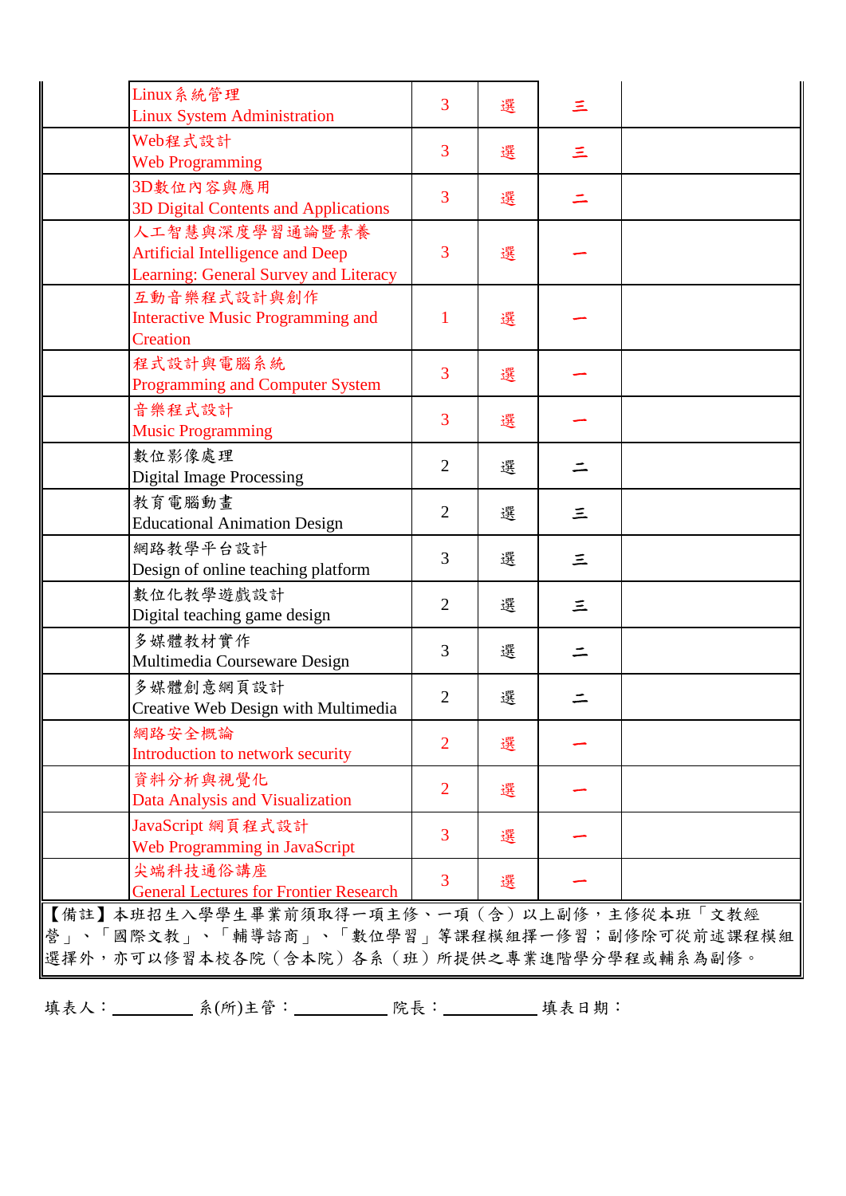| | | | | | |
|---|---|---|---|---|---|
| | Linux系統管理<br>Linux System Administration | 3 | 選 | 三 | |
| | Web程式設計<br>Web Programming | 3 | 選 | 三 | |
| | 3D數位內容與應用<br>3D Digital Contents and Applications | 3 | 選 | 二 | |
| | 人工智慧與深度學習通論暨素養<br>Artificial Intelligence and Deep Learning: General Survey and Literacy | 3 | 選 | 一 | |
| | 互動音樂程式設計與創作<br>Interactive Music Programming and Creation | 1 | 選 | 一 | |
| | 程式設計與電腦系統<br>Programming and Computer System | 3 | 選 | 一 | |
| | 音樂程式設計<br>Music Programming | 3 | 選 | 一 | |
| | 數位影像處理<br>Digital Image Processing | 2 | 選 | 二 | |
| | 教育電腦動畫<br>Educational Animation Design | 2 | 選 | 三 | |
| | 網路教學平台設計<br>Design of online teaching platform | 3 | 選 | 三 | |
| | 數位化教學遊戲設計<br>Digital teaching game design | 2 | 選 | 三 | |
| | 多媒體教材實作<br>Multimedia Courseware Design | 3 | 選 | 二 | |
| | 多媒體創意網頁設計<br>Creative Web Design with Multimedia | 2 | 選 | 二 | |
| | 網路安全概論<br>Introduction to network security | 2 | 選 | 一 | |
| | 資料分析與視覺化<br>Data Analysis and Visualization | 2 | 選 | 一 | |
| | JavaScript 網頁程式設計<br>Web Programming in JavaScript | 3 | 選 | 一 | |
| | 尖端科技通俗講座<br>General Lectures for Frontier Research | 3 | 選 | 一 | |

【備註】本班招生入學學生畢業前須取得一項主修、一項（含）以上副修，主修從本班「文教經營」、「國際文教」、「輔導諮商」、「數位學習」等課程模組擇一修習；副修除可從前述課程模組選擇外，亦可以修習本校各院（含本院）各系（班）所提供之專業進階學分學程或輔系為副修。

填表人：__________ 系(所)主管：__________ 院長：__________ 填表日期：